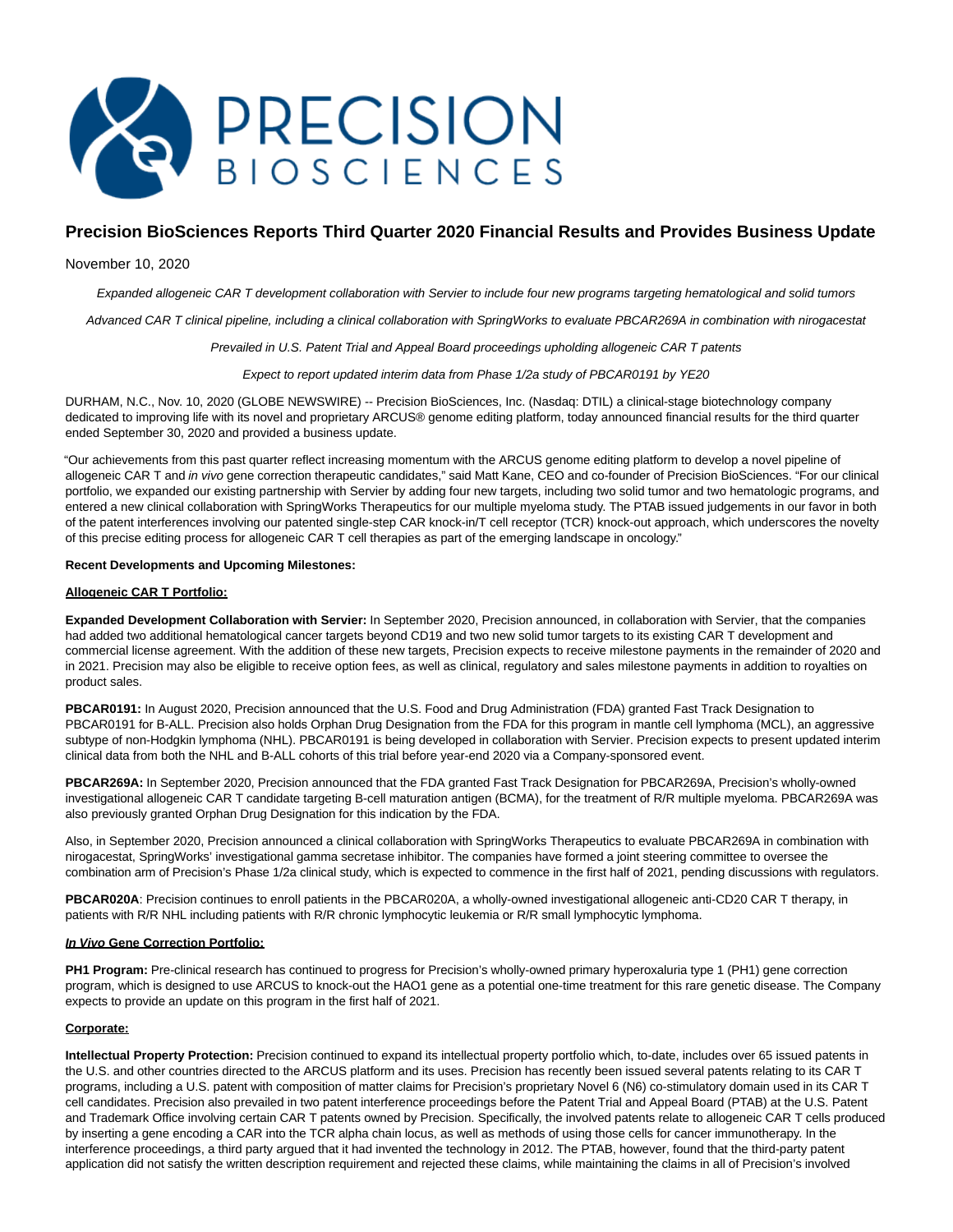# Precision BioSciences Reports Third Quarter 2020 Financial Results and Provides Business Update

November 10, 2020

*Expanded allogeneic CAR T development collaboration with Servier to include four new programs targeting hematological and solid tumors*

*Advanced CAR T clinical pipeline, including a clinical collaboration with SpringWorks to evaluate PBCAR269A in combination with nirogacestat*

*Prevailed in U.S. Patent Trial and Appeal Board proceedings upholding allogeneic CAR T patents*

*Expect to report updated interim data from Phase 1/2a study of PBCAR0191 by YE20*

DURHAM, N.C., Nov. 10, 2020 (GLOBE NEWSWIRE) -- Precision BioSciences, Inc. (Nasdaq: DTIL) a clinical-stage biotechnology company dedicated to improving life with its novel and proprietary ARCUS® genome editing platform, today announced financial results for the third quarter ended September 30, 2020 and provided a business update.

"Our achievements from this past quarter reflect increasing momentum with the ARCUS genome editing platform to develop a novel pipeline of allogeneic CAR T and *in vivo* gene correction therapeutic candidates," said Matt Kane, CEO and co-founder of Precision BioSciences. "For our clinical portfolio, we expanded our existing partnership with Servier by adding four new targets, including two solid tumor and two hematologic programs, and entered a new clinical collaboration with SpringWorks Therapeutics for our multiple myeloma study. The PTAB issued judgements in our favor in both of the patent interferences involving our patented single-step CAR knock-in/T cell receptor (TCR) knock-out approach, which underscores the novelty of this precise editing process for allogeneic CAR T cell therapies as part of the emerging landscape in oncology."

**Recent Developments and Upcoming Milestones:**

**Allogeneic CAR T Portfolio:**

**Expanded Development Collaboration with Servier:** In September 2020, Precision announced, in collaboration with Servier, that the companies had added two additional hematological cancer targets beyond CD19 and two new solid tumor targets to its existing CAR T development and commercial license agreement. With the addition of these new targets, Precision expects to receive milestone payments in the remainder of 2020 and in 2021. Precision may also be eligible to receive option fees, as well as clinical, regulatory and sales milestone payments in addition to royalties on product sales.

**PBCAR0191:** In August 2020, Precision announced that the U.S. Food and Drug Administration (FDA) granted Fast Track Designation to PBCAR0191 for B-ALL. Precision also holds Orphan Drug Designation from the FDA for this program in mantle cell lymphoma (MCL), an aggressive subtype of non-Hodgkin lymphoma (NHL). PBCAR0191 is being developed in collaboration with Servier. Precision expects to present updated interim clinical data from both the NHL and B-ALL cohorts of this trial before year-end 2020 via a Company-sponsored event.

**PBCAR269A:** In September 2020, Precision announced that the FDA granted Fast Track Designation for PBCAR269A, Precision's wholly-owned investigational allogeneic CAR T candidate targeting B-cell maturation antigen (BCMA), for the treatment of R/R multiple myeloma. PBCAR269A was also previously granted Orphan Drug Designation for this indication by the FDA.

Also, in September 2020, Precision announced a clinical collaboration with SpringWorks Therapeutics to evaluate PBCAR269A in combination with nirogacestat, SpringWorks' investigational gamma secretase inhibitor. The companies have formed a joint steering committee to oversee the combination arm of Precision's Phase 1/2a clinical study, which is expected to commence in the first half of 2021, pending discussions with regulators.

**PBCAR020A**: Precision continues to enroll patients in the PBCAR020A, a wholly-owned investigational allogeneic anti-CD20 CAR T therapy, in patients with R/R NHL including patients with R/R chronic lymphocytic leukemia or R/R small lymphocytic lymphoma.

***In Vivo* Gene Correction Portfolio:**

**PH1 Program:** Pre-clinical research has continued to progress for Precision's wholly-owned primary hyperoxaluria type 1 (PH1) gene correction program, which is designed to use ARCUS to knock-out the HAO1 gene as a potential one-time treatment for this rare genetic disease. The Company expects to provide an update on this program in the first half of 2021.

**Corporate:**

**Intellectual Property Protection:** Precision continued to expand its intellectual property portfolio which, to-date, includes over 65 issued patents in the U.S. and other countries directed to the ARCUS platform and its uses. Precision has recently been issued several patents relating to its CAR T programs, including a U.S. patent with composition of matter claims for Precision's proprietary Novel 6 (N6) co-stimulatory domain used in its CAR T cell candidates. Precision also prevailed in two patent interference proceedings before the Patent Trial and Appeal Board (PTAB) at the U.S. Patent and Trademark Office involving certain CAR T patents owned by Precision. Specifically, the involved patents relate to allogeneic CAR T cells produced by inserting a gene encoding a CAR into the TCR alpha chain locus, as well as methods of using those cells for cancer immunotherapy. In the interference proceedings, a third party argued that it had invented the technology in 2012. The PTAB, however, found that the third-party patent application did not satisfy the written description requirement and rejected these claims, while maintaining the claims in all of Precision's involved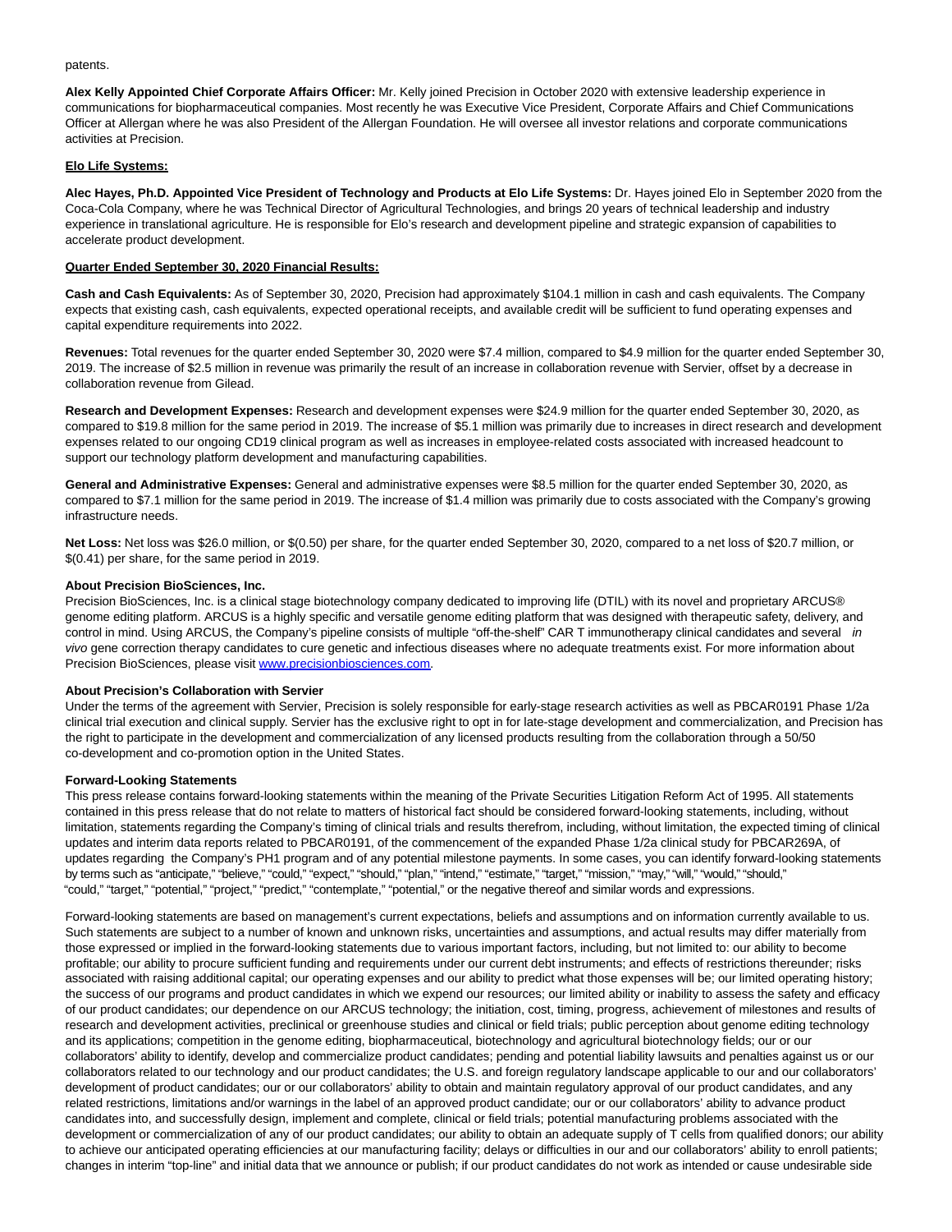patents.

**Alex Kelly Appointed Chief Corporate Affairs Officer:** Mr. Kelly joined Precision in October 2020 with extensive leadership experience in communications for biopharmaceutical companies. Most recently he was Executive Vice President, Corporate Affairs and Chief Communications Officer at Allergan where he was also President of the Allergan Foundation. He will oversee all investor relations and corporate communications activities at Precision.

**Elo Life Systems:**

**Alec Hayes, Ph.D. Appointed Vice President of Technology and Products at Elo Life Systems:** Dr. Hayes joined Elo in September 2020 from the Coca-Cola Company, where he was Technical Director of Agricultural Technologies, and brings 20 years of technical leadership and industry experience in translational agriculture. He is responsible for Elo's research and development pipeline and strategic expansion of capabilities to accelerate product development.

**Quarter Ended September 30, 2020 Financial Results:**

**Cash and Cash Equivalents:** As of September 30, 2020, Precision had approximately $104.1 million in cash and cash equivalents. The Company expects that existing cash, cash equivalents, expected operational receipts, and available credit will be sufficient to fund operating expenses and capital expenditure requirements into 2022.

**Revenues:** Total revenues for the quarter ended September 30, 2020 were $7.4 million, compared to $4.9 million for the quarter ended September 30, 2019. The increase of $2.5 million in revenue was primarily the result of an increase in collaboration revenue with Servier, offset by a decrease in collaboration revenue from Gilead.

**Research and Development Expenses:** Research and development expenses were $24.9 million for the quarter ended September 30, 2020, as compared to $19.8 million for the same period in 2019. The increase of $5.1 million was primarily due to increases in direct research and development expenses related to our ongoing CD19 clinical program as well as increases in employee-related costs associated with increased headcount to support our technology platform development and manufacturing capabilities.

**General and Administrative Expenses:** General and administrative expenses were $8.5 million for the quarter ended September 30, 2020, as compared to $7.1 million for the same period in 2019. The increase of $1.4 million was primarily due to costs associated with the Company's growing infrastructure needs.

**Net Loss:** Net loss was $26.0 million, or $(0.50) per share, for the quarter ended September 30, 2020, compared to a net loss of $20.7 million, or $(0.41) per share, for the same period in 2019.

**About Precision BioSciences, Inc.**

Precision BioSciences, Inc. is a clinical stage biotechnology company dedicated to improving life (DTIL) with its novel and proprietary ARCUS® genome editing platform. ARCUS is a highly specific and versatile genome editing platform that was designed with therapeutic safety, delivery, and control in mind. Using ARCUS, the Company's pipeline consists of multiple "off-the-shelf" CAR T immunotherapy clinical candidates and several *in vivo* gene correction therapy candidates to cure genetic and infectious diseases where no adequate treatments exist. For more information about Precision BioSciences, please visit [www.precisionbiosciences.com](www.precisionbiosciences.com).

**About Precision's Collaboration with Servier**

Under the terms of the agreement with Servier, Precision is solely responsible for early-stage research activities as well as PBCAR0191 Phase 1/2a clinical trial execution and clinical supply. Servier has the exclusive right to opt in for late-stage development and commercialization, and Precision has the right to participate in the development and commercialization of any licensed products resulting from the collaboration through a 50/50 co-development and co-promotion option in the United States.

**Forward-Looking Statements**

This press release contains forward-looking statements within the meaning of the Private Securities Litigation Reform Act of 1995. All statements contained in this press release that do not relate to matters of historical fact should be considered forward-looking statements, including, without limitation, statements regarding the Company's timing of clinical trials and results therefrom, including, without limitation, the expected timing of clinical updates and interim data reports related to PBCAR0191, of the commencement of the expanded Phase 1/2a clinical study for PBCAR269A, of updates regarding the Company's PH1 program and of any potential milestone payments. In some cases, you can identify forward-looking statements by terms such as "anticipate," "believe," "could," "expect," "should," "plan," "intend," "estimate," "target," "mission," "may," "will," "would," "should," "could," "target," "potential," "project," "predict," "contemplate," "potential," or the negative thereof and similar words and expressions.

Forward-looking statements are based on management's current expectations, beliefs and assumptions and on information currently available to us. Such statements are subject to a number of known and unknown risks, uncertainties and assumptions, and actual results may differ materially from those expressed or implied in the forward-looking statements due to various important factors, including, but not limited to: our ability to become profitable; our ability to procure sufficient funding and requirements under our current debt instruments; and effects of restrictions thereunder; risks associated with raising additional capital; our operating expenses and our ability to predict what those expenses will be; our limited operating history; the success of our programs and product candidates in which we expend our resources; our limited ability or inability to assess the safety and efficacy of our product candidates; our dependence on our ARCUS technology; the initiation, cost, timing, progress, achievement of milestones and results of research and development activities, preclinical or greenhouse studies and clinical or field trials; public perception about genome editing technology and its applications; competition in the genome editing, biopharmaceutical, biotechnology and agricultural biotechnology fields; our or our collaborators' ability to identify, develop and commercialize product candidates; pending and potential liability lawsuits and penalties against us or our collaborators related to our technology and our product candidates; the U.S. and foreign regulatory landscape applicable to our and our collaborators' development of product candidates; our or our collaborators' ability to obtain and maintain regulatory approval of our product candidates, and any related restrictions, limitations and/or warnings in the label of an approved product candidate; our or our collaborators' ability to advance product candidates into, and successfully design, implement and complete, clinical or field trials; potential manufacturing problems associated with the development or commercialization of any of our product candidates; our ability to obtain an adequate supply of T cells from qualified donors; our ability to achieve our anticipated operating efficiencies at our manufacturing facility; delays or difficulties in our and our collaborators' ability to enroll patients; changes in interim "top-line" and initial data that we announce or publish; if our product candidates do not work as intended or cause undesirable side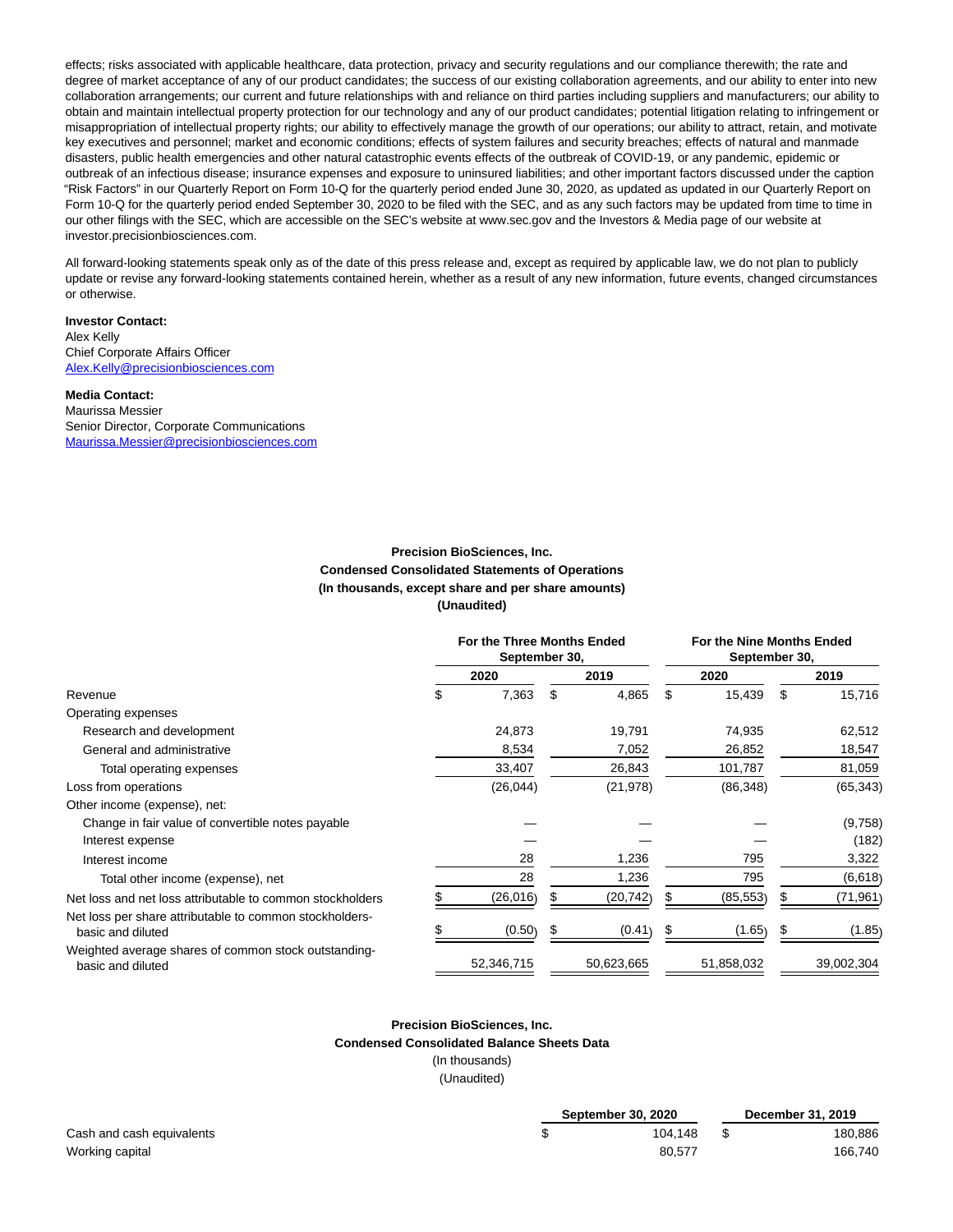effects; risks associated with applicable healthcare, data protection, privacy and security regulations and our compliance therewith; the rate and degree of market acceptance of any of our product candidates; the success of our existing collaboration agreements, and our ability to enter into new collaboration arrangements; our current and future relationships with and reliance on third parties including suppliers and manufacturers; our ability to obtain and maintain intellectual property protection for our technology and any of our product candidates; potential litigation relating to infringement or misappropriation of intellectual property rights; our ability to effectively manage the growth of our operations; our ability to attract, retain, and motivate key executives and personnel; market and economic conditions; effects of system failures and security breaches; effects of natural and manmade disasters, public health emergencies and other natural catastrophic events effects of the outbreak of COVID-19, or any pandemic, epidemic or outbreak of an infectious disease; insurance expenses and exposure to uninsured liabilities; and other important factors discussed under the caption "Risk Factors" in our Quarterly Report on Form 10-Q for the quarterly period ended June 30, 2020, as updated as updated in our Quarterly Report on Form 10-Q for the quarterly period ended September 30, 2020 to be filed with the SEC, and as any such factors may be updated from time to time in our other filings with the SEC, which are accessible on the SEC's website at www.sec.gov and the Investors & Media page of our website at investor.precisionbiosciences.com.

All forward-looking statements speak only as of the date of this press release and, except as required by applicable law, we do not plan to publicly update or revise any forward-looking statements contained herein, whether as a result of any new information, future events, changed circumstances or otherwise.

**Investor Contact:**
Alex Kelly
Chief Corporate Affairs Officer
Alex.Kelly@precisionbiosciences.com

**Media Contact:**
Maurissa Messier
Senior Director, Corporate Communications
Maurissa.Messier@precisionbiosciences.com

**Precision BioSciences, Inc.**
**Condensed Consolidated Statements of Operations**
**(In thousands, except share and per share amounts)**
**(Unaudited)**

| | For the Three Months Ended September 30, | | For the Nine Months Ended September 30, | |
|---|---|---|---|---|
| | 2020 | 2019 | 2020 | 2019 |
| Revenue | $ 7,363 | $ 4,865 | $ 15,439 | $ 15,716 |
| Operating expenses | | | | |
| Research and development | 24,873 | 19,791 | 74,935 | 62,512 |
| General and administrative | 8,534 | 7,052 | 26,852 | 18,547 |
| Total operating expenses | 33,407 | 26,843 | 101,787 | 81,059 |
| Loss from operations | (26,044) | (21,978) | (86,348) | (65,343) |
| Other income (expense), net: | | | | |
| Change in fair value of convertible notes payable | — | — | — | (9,758) |
| Interest expense | — | — | — | (182) |
| Interest income | 28 | 1,236 | 795 | 3,322 |
| Total other income (expense), net | 28 | 1,236 | 795 | (6,618) |
| Net loss and net loss attributable to common stockholders | $ (26,016) | $ (20,742) | $ (85,553) | $ (71,961) |
| Net loss per share attributable to common stockholders-basic and diluted | $ (0.50) | $ (0.41) | $ (1.65) | $ (1.85) |
| Weighted average shares of common stock outstanding-basic and diluted | 52,346,715 | 50,623,665 | 51,858,032 | 39,002,304 |

**Precision BioSciences, Inc.**
**Condensed Consolidated Balance Sheets Data**
(In thousands)
(Unaudited)

| | September 30, 2020 | December 31, 2019 |
|---|---|---|
| Cash and cash equivalents | $ 104,148 | $ 180,886 |
| Working capital | 80,577 | 166,740 |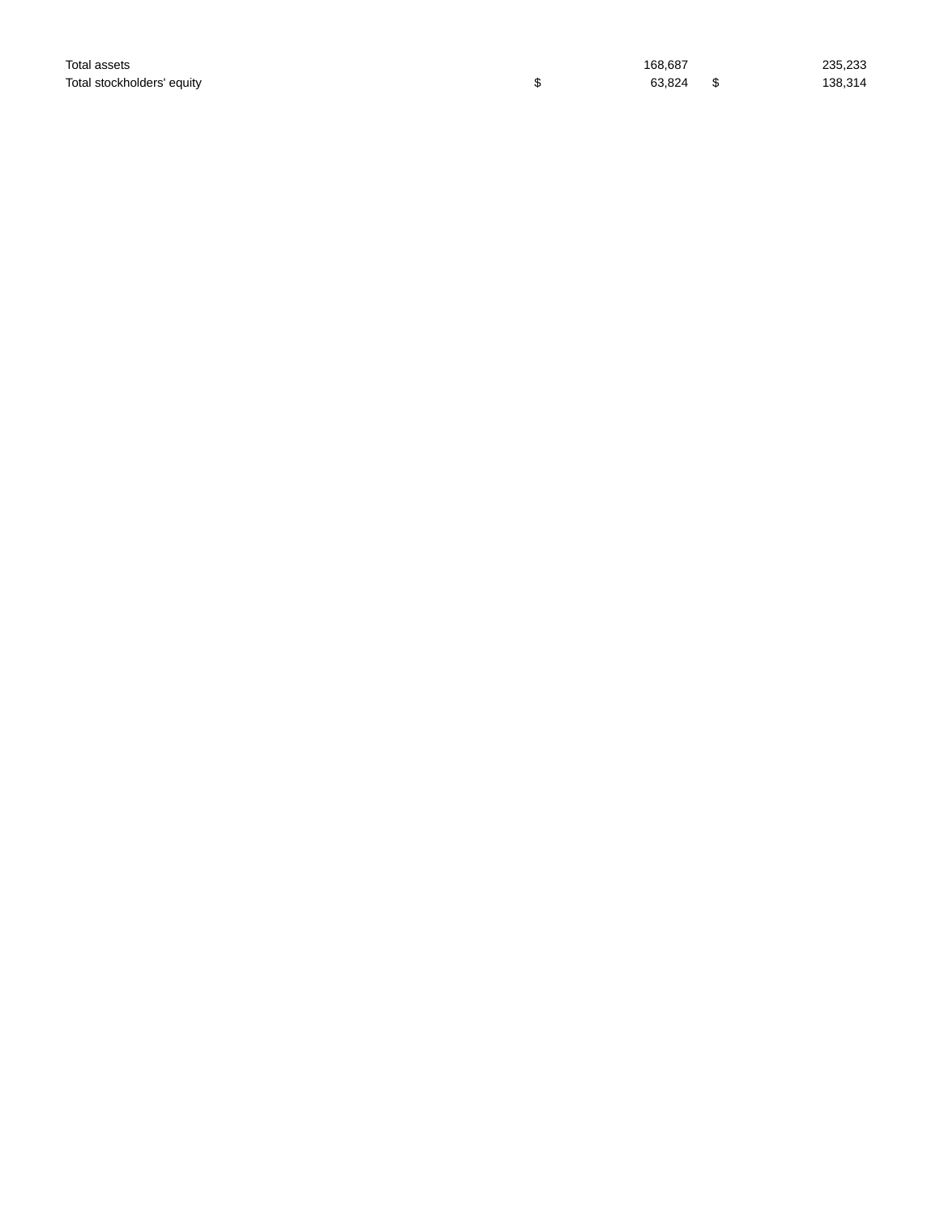| | | |
|---|---|---|
| Total assets | 168,687 | 235,233 |
| Total stockholders' equity | $ 63,824 | $ 138,314 |